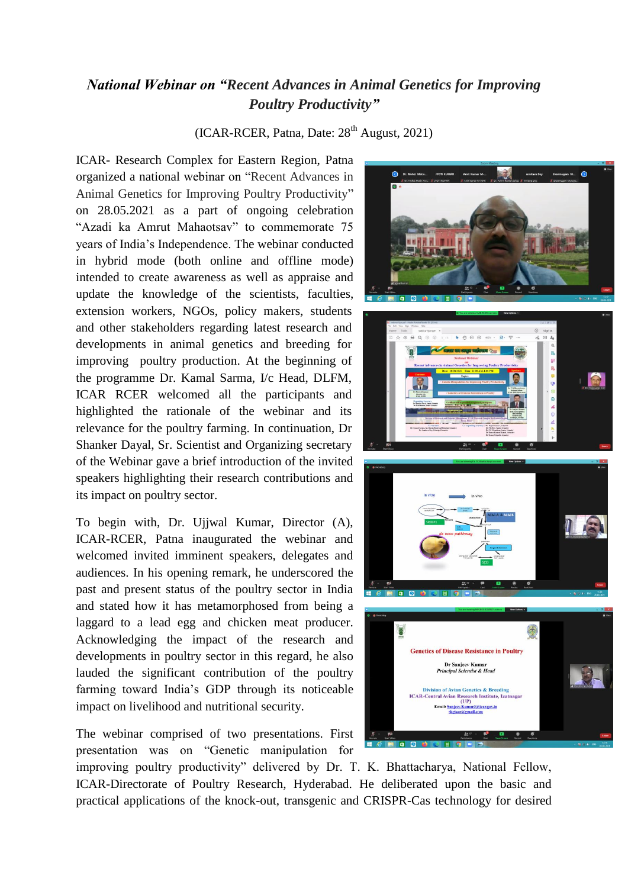# *National Webinar on "Recent Advances in Animal Genetics for Improving Poultry Productivity"*

(ICAR-RCER, Patna, Date: 28th August, 2021)

ICAR- Research Complex for Eastern Region, Patna organized a national webinar on "Recent Advances in Animal Genetics for Improving Poultry Productivity" on 28.05.2021 as a part of ongoing celebration "Azadi ka Amrut Mahaotsav" to commemorate 75 years of India's Independence. The webinar conducted in hybrid mode (both online and offline mode) intended to create awareness as well as appraise and update the knowledge of the scientists, faculties, extension workers, NGOs, policy makers, students and other stakeholders regarding latest research and developments in animal genetics and breeding for improving poultry production. At the beginning of the programme Dr. Kamal Sarma, I/c Head, DLFM, ICAR RCER welcomed all the participants and highlighted the rationale of the webinar and its relevance for the poultry farming. In continuation, Dr Shanker Dayal, Sr. Scientist and Organizing secretary of the Webinar gave a brief introduction of the invited speakers highlighting their research contributions and its impact on poultry sector.

To begin with, Dr. Ujjwal Kumar, Director (A), ICAR-RCER, Patna inaugurated the webinar and welcomed invited imminent speakers, delegates and audiences. In his opening remark, he underscored the past and present status of the poultry sector in India and stated how it has metamorphosed from being a laggard to a lead egg and chicken meat producer. Acknowledging the impact of the research and developments in poultry sector in this regard, he also lauded the significant contribution of the poultry farming toward India's GDP through its noticeable impact on livelihood and nutritional security.

The webinar comprised of two presentations. First presentation was on "Genetic manipulation for improving poultry productivity" delivered by Dr. T. K. Bhattacharya, National Fellow, ICAR-Directorate of Poultry Research, Hyderabad. He deliberated upon the basic and practical applications of the knock-out, transgenic and CRISPR-Cas technology for desired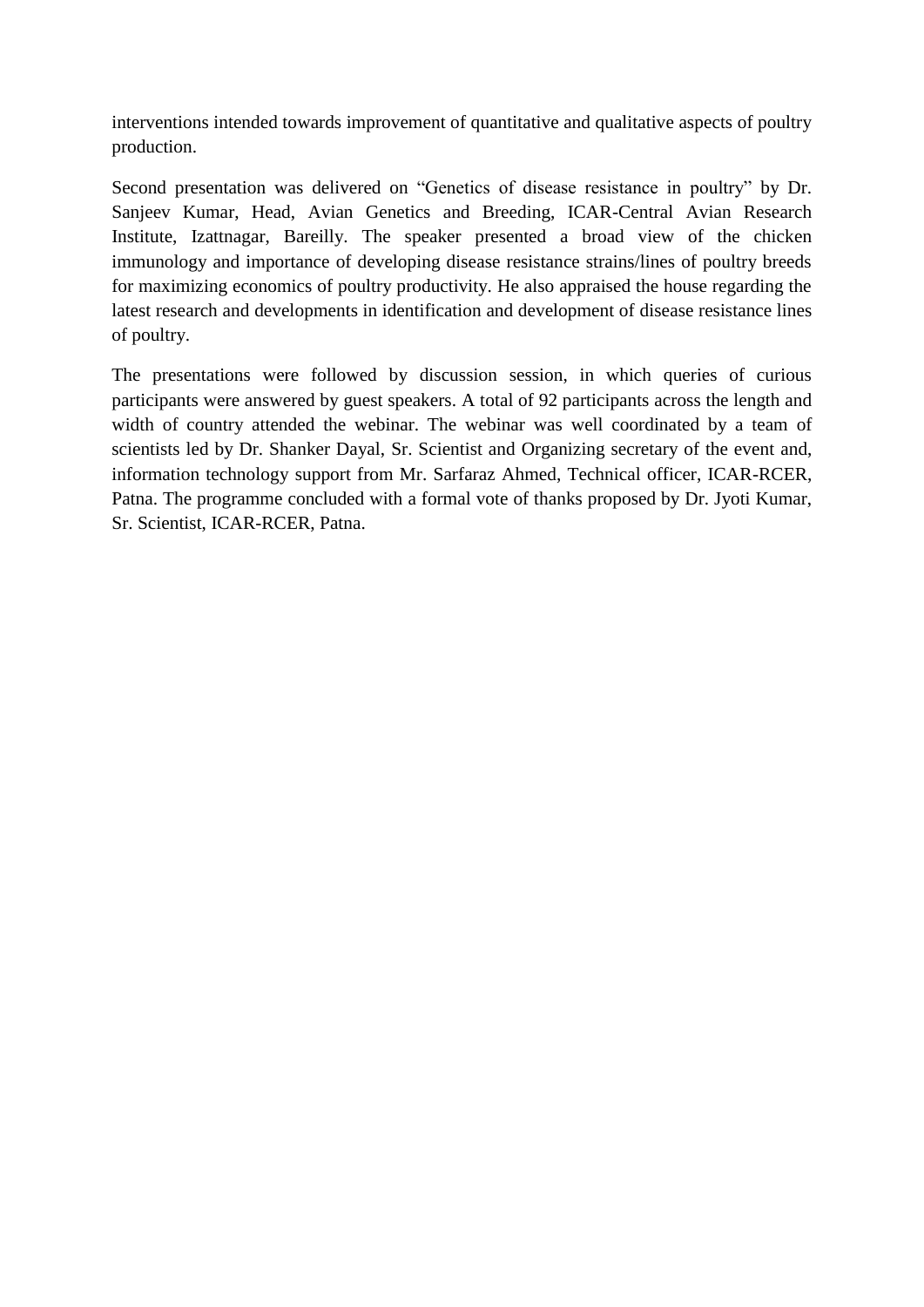interventions intended towards improvement of quantitative and qualitative aspects of poultry production.

Second presentation was delivered on “Genetics of disease resistance in poultry” by Dr. Sanjeev Kumar, Head, Avian Genetics and Breeding, ICAR-Central Avian Research Institute, Izattnagar, Bareilly. The speaker presented a broad view of the chicken immunology and importance of developing disease resistance strains/lines of poultry breeds for maximizing economics of poultry productivity. He also appraised the house regarding the latest research and developments in identification and development of disease resistance lines of poultry.

The presentations were followed by discussion session, in which queries of curious participants were answered by guest speakers. A total of 92 participants across the length and width of country attended the webinar. The webinar was well coordinated by a team of scientists led by Dr. Shanker Dayal, Sr. Scientist and Organizing secretary of the event and, information technology support from Mr. Sarfaraz Ahmed, Technical officer, ICAR-RCER, Patna. The programme concluded with a formal vote of thanks proposed by Dr. Jyoti Kumar, Sr. Scientist, ICAR-RCER, Patna.